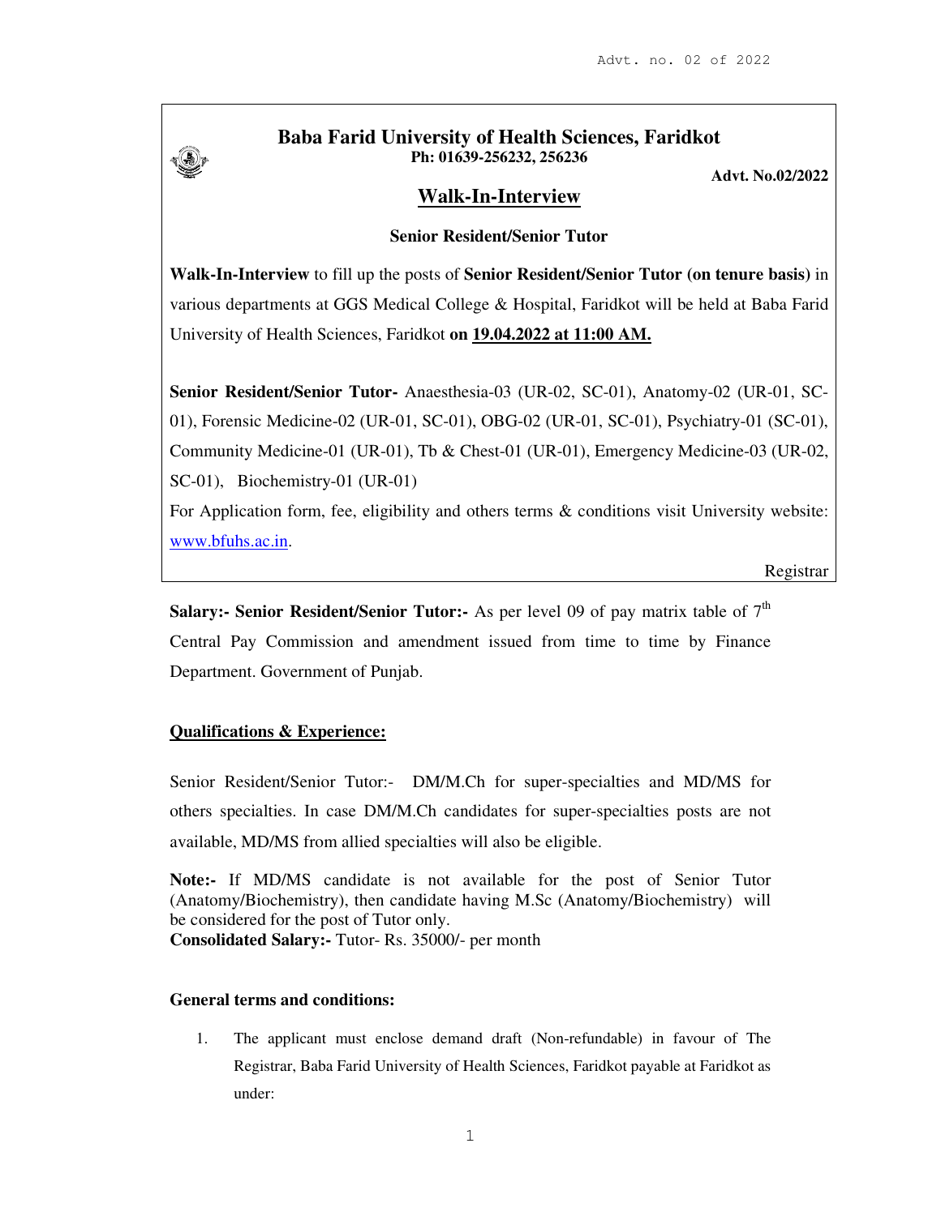Advt. no. 02 of 2022

# Baba Farid University of Health Sciences, Faridkot

**Ph: 01639-256232, 256236**

**Advt. No.02/2022**

## Walk-In-Interview

### Senior Resident/Senior Tutor

**Walk-In-Interview** to fill up the posts of **Senior Resident/Senior Tutor (on tenure basis)** in various departments at GGS Medical College & Hospital, Faridkot will be held at Baba Farid University of Health Sciences, Faridkot **on 19.04.2022 at 11:00 AM.**

**Senior Resident/Senior Tutor-** Anaesthesia-03 (UR-02, SC-01), Anatomy-02 (UR-01, SC-01), Forensic Medicine-02 (UR-01, SC-01), OBG-02 (UR-01, SC-01), Psychiatry-01 (SC-01), Community Medicine-01 (UR-01), Tb & Chest-01 (UR-01), Emergency Medicine-03 (UR-02, SC-01), Biochemistry-01 (UR-01)

For Application form, fee, eligibility and others terms & conditions visit University website: www.bfuhs.ac.in.

Registrar

**Salary:- Senior Resident/Senior Tutor:-** As per level 09 of pay matrix table of 7th Central Pay Commission and amendment issued from time to time by Finance Department. Government of Punjab.

**Qualifications & Experience:**

Senior Resident/Senior Tutor:- DM/M.Ch for super-specialties and MD/MS for others specialties. In case DM/M.Ch candidates for super-specialties posts are not available, MD/MS from allied specialties will also be eligible.

**Note:-** If MD/MS candidate is not available for the post of Senior Tutor (Anatomy/Biochemistry), then candidate having M.Sc (Anatomy/Biochemistry) will be considered for the post of Tutor only.

**Consolidated Salary:-** Tutor- Rs. 35000/- per month

**General terms and conditions:**

1. The applicant must enclose demand draft (Non-refundable) in favour of The Registrar, Baba Farid University of Health Sciences, Faridkot payable at Faridkot as under: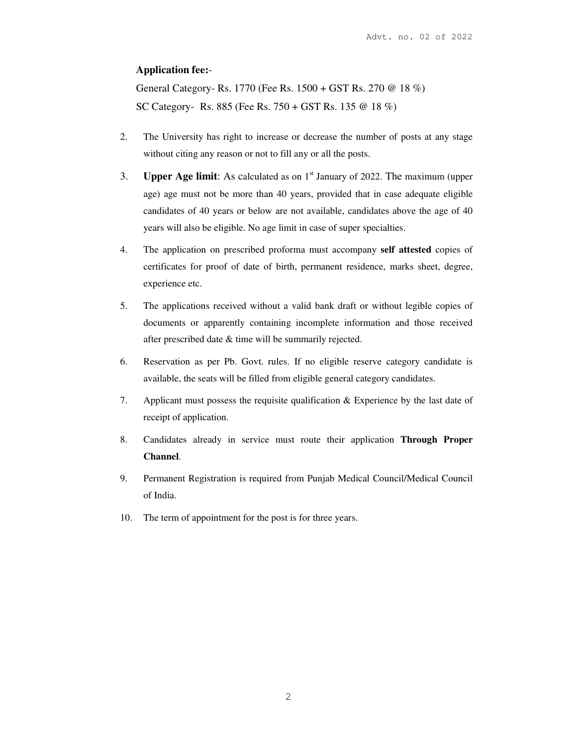**Application fee:**-

General Category- Rs. 1770 (Fee Rs. 1500 + GST Rs. 270 @ 18 %)

SC Category- Rs. 885 (Fee Rs. 750 + GST Rs. 135 @ 18 %)

2. The University has right to increase or decrease the number of posts at any stage without citing any reason or not to fill any or all the posts.
3. **Upper Age limit**: As calculated as on 1st January of 2022. The maximum (upper age) age must not be more than 40 years, provided that in case adequate eligible candidates of 40 years or below are not available, candidates above the age of 40 years will also be eligible. No age limit in case of super specialties.
4. The application on prescribed proforma must accompany **self attested** copies of certificates for proof of date of birth, permanent residence, marks sheet, degree, experience etc.
5. The applications received without a valid bank draft or without legible copies of documents or apparently containing incomplete information and those received after prescribed date & time will be summarily rejected.
6. Reservation as per Pb. Govt. rules. If no eligible reserve category candidate is available, the seats will be filled from eligible general category candidates.
7. Applicant must possess the requisite qualification & Experience by the last date of receipt of application.
8. Candidates already in service must route their application **Through Proper Channel**.
9. Permanent Registration is required from Punjab Medical Council/Medical Council of India.
10. The term of appointment for the post is for three years.